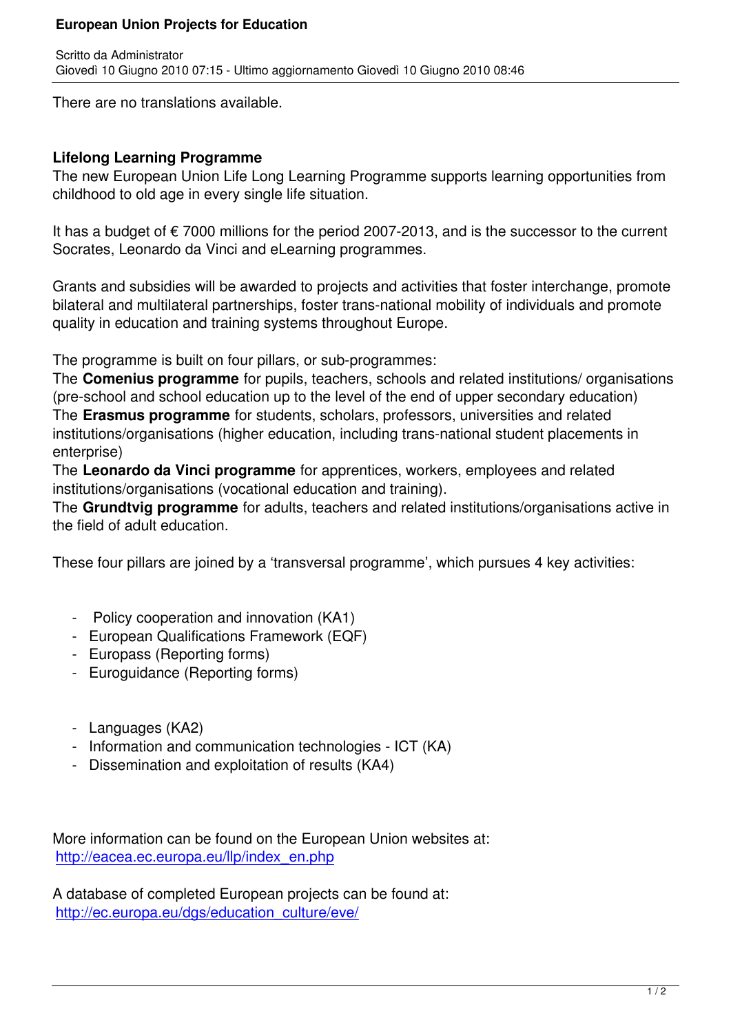There are no translations available.

## Lifelong Learning Programme

The new European Union Life Long Learning Programme supports learning opportunities from childhood to old age in every single life situation.

It has a budget of € 7000 millions for the period 2007-2013, and is the successor to the current Socrates, Leonardo da Vinci and eLearning programmes.

Grants and subsidies will be awarded to projects and activities that foster interchange, promote bilateral and multilateral partnerships, foster trans-national mobility of individuals and promote quality in education and training systems throughout Europe.

The programme is built on four pillars, or sub-programmes:
The **Comenius programme** for pupils, teachers, schools and related institutions/ organisations (pre-school and school education up to the level of the end of upper secondary education)
The **Erasmus programme** for students, scholars, professors, universities and related institutions/organisations (higher education, including trans-national student placements in enterprise)
The **Leonardo da Vinci programme** for apprentices, workers, employees and related institutions/organisations (vocational education and training).
The **Grundtvig programme** for adults, teachers and related institutions/organisations active in the field of adult education.

These four pillars are joined by a 'transversal programme', which pursues 4 key activities:

- Policy cooperation and innovation (KA1)
- European Qualifications Framework (EQF)
- Europass (Reporting forms)
- Euroguidance (Reporting forms)

- Languages (KA2)
- Information and communication technologies - ICT (KA)
- Dissemination and exploitation of results (KA4)

More information can be found on the European Union websites at:
http://eacea.ec.europa.eu/llp/index_en.php

A database of completed European projects can be found at:
http://ec.europa.eu/dgs/education_culture/eve/